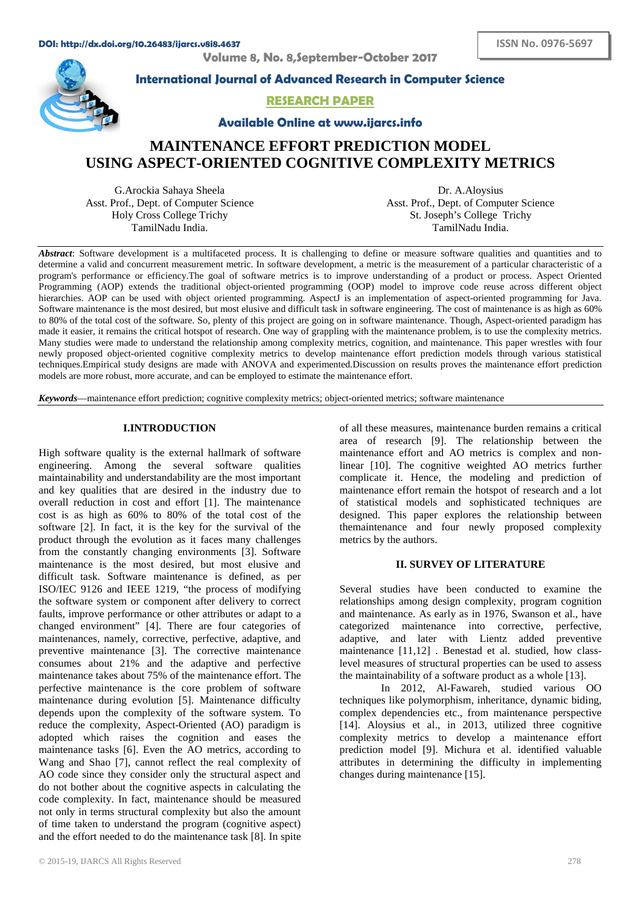# MAINTENANCE EFFORT PREDICTION MODEL USING ASPECT-ORIENTED COGNITIVE COMPLEXITY METRICS

G.Arockia Sahaya Sheela
Asst. Prof., Dept. of Computer Science
Holy Cross College Trichy
TamilNadu India.

Dr. A.Aloysius
Asst. Prof., Dept. of Computer Science
St. Joseph's College Trichy
TamilNadu India.

***Abstract***: Software development is a multifaceted process. It is challenging to define or measure software qualities and quantities and to determine a valid and concurrent measurement metric. In software development, a metric is the measurement of a particular characteristic of a program's performance or efficiency.The goal of software metrics is to improve understanding of a product or process. Aspect Oriented Programming (AOP) extends the traditional object-oriented programming (OOP) model to improve code reuse across different object hierarchies. AOP can be used with object oriented programming. AspectJ is an implementation of aspect-oriented programming for Java. Software maintenance is the most desired, but most elusive and difficult task in software engineering. The cost of maintenance is as high as 60% to 80% of the total cost of the software. So, plenty of this project are going on in software maintenance. Though, Aspect-oriented paradigm has made it easier, it remains the critical hotspot of research. One way of grappling with the maintenance problem, is to use the complexity metrics. Many studies were made to understand the relationship among complexity metrics, cognition, and maintenance. This paper wrestles with four newly proposed object-oriented cognitive complexity metrics to develop maintenance effort prediction models through various statistical techniques.Empirical study designs are made with ANOVA and experimented.Discussion on results proves the maintenance effort prediction models are more robust, more accurate, and can be employed to estimate the maintenance effort.

***Keywords***—maintenance effort prediction; cognitive complexity metrics; object-oriented metrics; software maintenance

## I.INTRODUCTION

High software quality is the external hallmark of software engineering. Among the several software qualities maintainability and understandability are the most important and key qualities that are desired in the industry due to overall reduction in cost and effort [1]. The maintenance cost is as high as 60% to 80% of the total cost of the software [2]. In fact, it is the key for the survival of the product through the evolution as it faces many challenges from the constantly changing environments [3]. Software maintenance is the most desired, but most elusive and difficult task. Software maintenance is defined, as per ISO/IEC 9126 and IEEE 1219, "the process of modifying the software system or component after delivery to correct faults, improve performance or other attributes or adapt to a changed environment" [4]. There are four categories of maintenances, namely, corrective, perfective, adaptive, and preventive maintenance [3]. The corrective maintenance consumes about 21% and the adaptive and perfective maintenance takes about 75% of the maintenance effort. The perfective maintenance is the core problem of software maintenance during evolution [5]. Maintenance difficulty depends upon the complexity of the software system. To reduce the complexity, Aspect-Oriented (AO) paradigm is adopted which raises the cognition and eases the maintenance tasks [6]. Even the AO metrics, according to Wang and Shao [7], cannot reflect the real complexity of AO code since they consider only the structural aspect and do not bother about the cognitive aspects in calculating the code complexity. In fact, maintenance should be measured not only in terms structural complexity but also the amount of time taken to understand the program (cognitive aspect) and the effort needed to do the maintenance task [8]. In spite of all these measures, maintenance burden remains a critical area of research [9]. The relationship between the maintenance effort and AO metrics is complex and non-linear [10]. The cognitive weighted AO metrics further complicate it. Hence, the modeling and prediction of maintenance effort remain the hotspot of research and a lot of statistical models and sophisticated techniques are designed. This paper explores the relationship between themaintenance and four newly proposed complexity metrics by the authors.

## II. SURVEY OF LITERATURE

Several studies have been conducted to examine the relationships among design complexity, program cognition and maintenance. As early as in 1976, Swanson et al., have categorized maintenance into corrective, perfective, adaptive, and later with Lientz added preventive maintenance [11,12] . Benestad et al. studied, how class-level measures of structural properties can be used to assess the maintainability of a software product as a whole [13].

In 2012, Al-Fawareh, studied various OO techniques like polymorphism, inheritance, dynamic biding, complex dependencies etc., from maintenance perspective [14]. Aloysius et al., in 2013, utilized three cognitive complexity metrics to develop a maintenance effort prediction model [9]. Michura et al. identified valuable attributes in determining the difficulty in implementing changes during maintenance [15].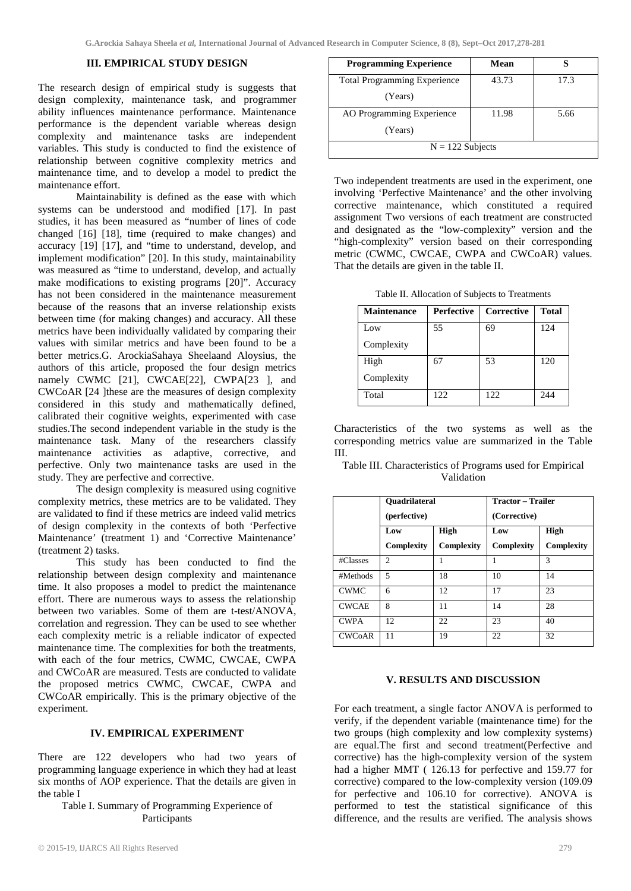## III. EMPIRICAL STUDY DESIGN

The research design of empirical study is suggests that design complexity, maintenance task, and programmer ability influences maintenance performance. Maintenance performance is the dependent variable whereas design complexity and maintenance tasks are independent variables. This study is conducted to find the existence of relationship between cognitive complexity metrics and maintenance time, and to develop a model to predict the maintenance effort.

Maintainability is defined as the ease with which systems can be understood and modified [17]. In past studies, it has been measured as "number of lines of code changed [16] [18], time (required to make changes) and accuracy [19] [17], and "time to understand, develop, and implement modification" [20]. In this study, maintainability was measured as "time to understand, develop, and actually make modifications to existing programs [20]". Accuracy has not been considered in the maintenance measurement because of the reasons that an inverse relationship exists between time (for making changes) and accuracy. All these metrics have been individually validated by comparing their values with similar metrics and have been found to be a better metrics.G. ArockiaSahaya Sheelaand Aloysius, the authors of this article, proposed the four design metrics namely CWMC [21], CWCAE[22], CWPA[23 ], and CWCoAR [24 ]these are the measures of design complexity considered in this study and mathematically defined, calibrated their cognitive weights, experimented with case studies.The second independent variable in the study is the maintenance task. Many of the researchers classify maintenance activities as adaptive, corrective, and perfective. Only two maintenance tasks are used in the study. They are perfective and corrective.

The design complexity is measured using cognitive complexity metrics, these metrics are to be validated. They are validated to find if these metrics are indeed valid metrics of design complexity in the contexts of both 'Perfective Maintenance' (treatment 1) and 'Corrective Maintenance' (treatment 2) tasks.

This study has been conducted to find the relationship between design complexity and maintenance time. It also proposes a model to predict the maintenance effort. There are numerous ways to assess the relationship between two variables. Some of them are t-test/ANOVA, correlation and regression. They can be used to see whether each complexity metric is a reliable indicator of expected maintenance time. The complexities for both the treatments, with each of the four metrics, CWMC, CWCAE, CWPA and CWCoAR are measured. Tests are conducted to validate the proposed metrics CWMC, CWCAE, CWPA and CWCoAR empirically. This is the primary objective of the experiment.

## IV. EMPIRICAL EXPERIMENT

There are 122 developers who had two years of programming language experience in which they had at least six months of AOP experience. That the details are given in the table I

Table I. Summary of Programming Experience of Participants

| Programming Experience | Mean | S |
|---|---|---|
| Total Programming Experience (Years) | 43.73 | 17.3 |
| AO Programming Experience (Years) | 11.98 | 5.66 |
| N = 122 Subjects | | |

Two independent treatments are used in the experiment, one involving 'Perfective Maintenance' and the other involving corrective maintenance, which constituted a required assignment Two versions of each treatment are constructed and designated as the "low-complexity" version and the "high-complexity" version based on their corresponding metric (CWMC, CWCAE, CWPA and CWCoAR) values. That the details are given in the table II.

Table II. Allocation of Subjects to Treatments

| Maintenance | Perfective | Corrective | Total |
|---|---|---|---|
| Low Complexity | 55 | 69 | 124 |
| High Complexity | 67 | 53 | 120 |
| Total | 122 | 122 | 244 |

Characteristics of the two systems as well as the corresponding metrics value are summarized in the Table III.

Table III. Characteristics of Programs used for Empirical Validation

| | Quadrilateral (perfective) | | Tractor – Trailer (Corrective) | |
|---|---|---|---|---|
| | Low Complexity | High Complexity | Low Complexity | High Complexity |
| #Classes | 2 | 1 | 1 | 3 |
| #Methods | 5 | 18 | 10 | 14 |
| CWMC | 6 | 12 | 17 | 23 |
| CWCAE | 8 | 11 | 14 | 28 |
| CWPA | 12 | 22 | 23 | 40 |
| CWCoAR | 11 | 19 | 22 | 32 |

## V. RESULTS AND DISCUSSION

For each treatment, a single factor ANOVA is performed to verify, if the dependent variable (maintenance time) for the two groups (high complexity and low complexity systems) are equal.The first and second treatment(Perfective and corrective) has the high-complexity version of the system had a higher MMT ( 126.13 for perfective and 159.77 for corrective) compared to the low-complexity version (109.09 for perfective and 106.10 for corrective). ANOVA is performed to test the statistical significance of this difference, and the results are verified. The analysis shows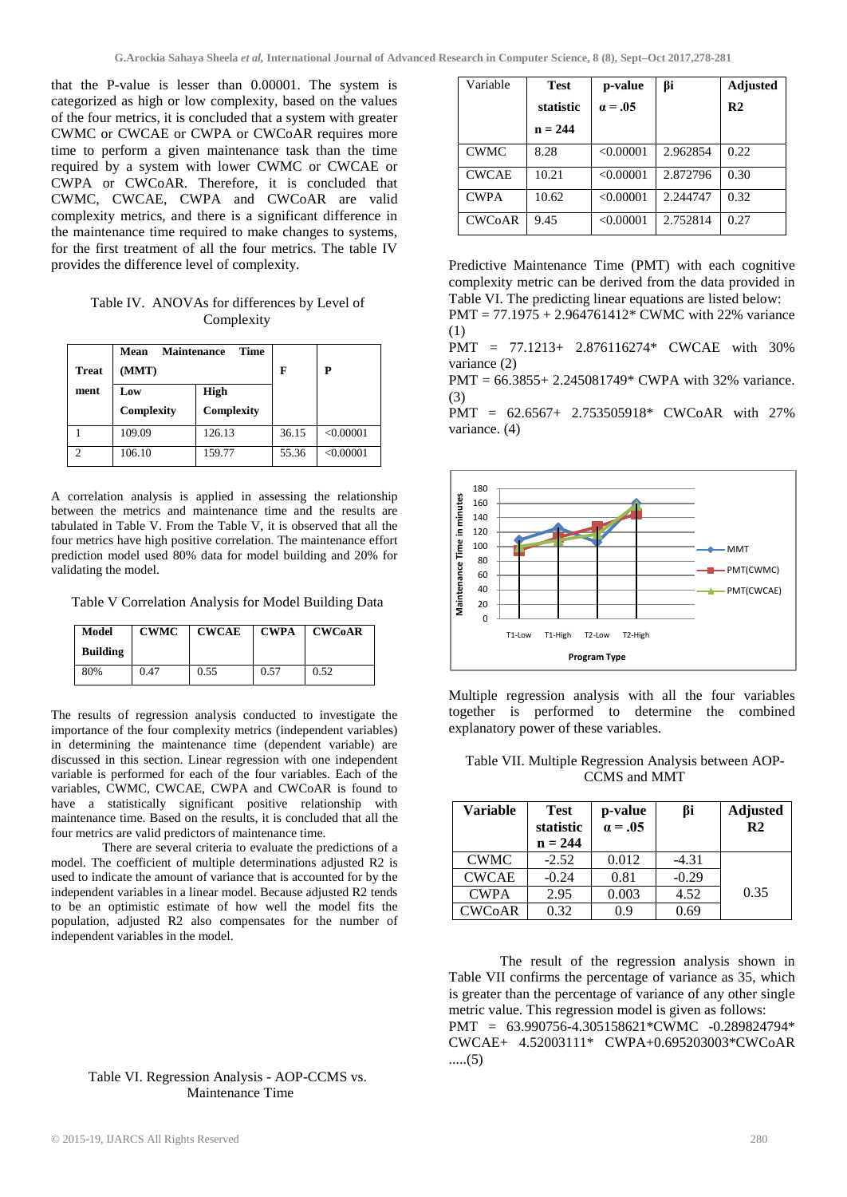that the P-value is lesser than 0.00001. The system is categorized as high or low complexity, based on the values of the four metrics, it is concluded that a system with greater CWMC or CWCAE or CWPA or CWCoAR requires more time to perform a given maintenance task than the time required by a system with lower CWMC or CWCAE or CWPA or CWCoAR. Therefore, it is concluded that CWMC, CWCAE, CWPA and CWCoAR are valid complexity metrics, and there is a significant difference in the maintenance time required to make changes to systems, for the first treatment of all the four metrics. The table IV provides the difference level of complexity.

Table IV. ANOVAs for differences by Level of Complexity

| Treatment | Mean Maintenance Time (MMT) | | F | P |
|---|---|---|---|---|
| | Low Complexity | High Complexity | | |
| 1 | 109.09 | 126.13 | 36.15 | <0.00001 |
| 2 | 106.10 | 159.77 | 55.36 | <0.00001 |

A correlation analysis is applied in assessing the relationship between the metrics and maintenance time and the results are tabulated in Table V. From the Table V, it is observed that all the four metrics have high positive correlation. The maintenance effort prediction model used 80% data for model building and 20% for validating the model.

Table V Correlation Analysis for Model Building Data

| Model Building | CWMC | CWCAE | CWPA | CWCoAR |
|---|---|---|---|---|
| 80% | 0.47 | 0.55 | 0.57 | 0.52 |

The results of regression analysis conducted to investigate the importance of the four complexity metrics (independent variables) in determining the maintenance time (dependent variable) are discussed in this section. Linear regression with one independent variable is performed for each of the four variables. Each of the variables, CWMC, CWCAE, CWPA and CWCoAR is found to have a statistically significant positive relationship with maintenance time. Based on the results, it is concluded that all the four metrics are valid predictors of maintenance time.

There are several criteria to evaluate the predictions of a model. The coefficient of multiple determinations adjusted R2 is used to indicate the amount of variance that is accounted for by the independent variables in a linear model. Because adjusted R2 tends to be an optimistic estimate of how well the model fits the population, adjusted R2 also compensates for the number of independent variables in the model.

Table VI. Regression Analysis - AOP-CCMS vs. Maintenance Time

| Variable | Test statistic $n = 244$ | p-value $\alpha = .05$ | βi | Adjusted R2 |
|---|---|---|---|---|
| CWMC | 8.28 | <0.00001 | 2.962854 | 0.22 |
| CWCAE | 10.21 | <0.00001 | 2.872796 | 0.30 |
| CWPA | 10.62 | <0.00001 | 2.244747 | 0.32 |
| CWCoAR | 9.45 | <0.00001 | 2.752814 | 0.27 |

Predictive Maintenance Time (PMT) with each cognitive complexity metric can be derived from the data provided in Table VI. The predicting linear equations are listed below:

PMT = 77.1975 + 2.964761412* CWMC with 22% variance (1)

PMT = 77.1213+ 2.876116274* CWCAE with 30% variance (2)

PMT = 66.3855+ 2.245081749* CWPA with 32% variance. (3)

PMT = 62.6567+ 2.753505918* CWCoAR with 27% variance. (4)

Multiple regression analysis with all the four variables together is performed to determine the combined explanatory power of these variables.

Table VII. Multiple Regression Analysis between AOP-CCMS and MMT

| Variable | Test statistic $n = 244$ | p-value $\alpha = .05$ | βi | Adjusted R2 |
|---|---|---|---|---|
| CWMC | -2.52 | 0.012 | -4.31 | 0.35 |
| CWCAE | -0.24 | 0.81 | -0.29 | |
| CWPA | 2.95 | 0.003 | 4.52 | |
| CWCoAR | 0.32 | 0.9 | 0.69 | |

The result of the regression analysis shown in Table VII confirms the percentage of variance as 35, which is greater than the percentage of variance of any other single metric value. This regression model is given as follows:

PMT = 63.990756-4.305158621*CWMC -0.289824794* CWCAE+ 4.52003111* CWPA+0.695203003*CWCoAR .....(5)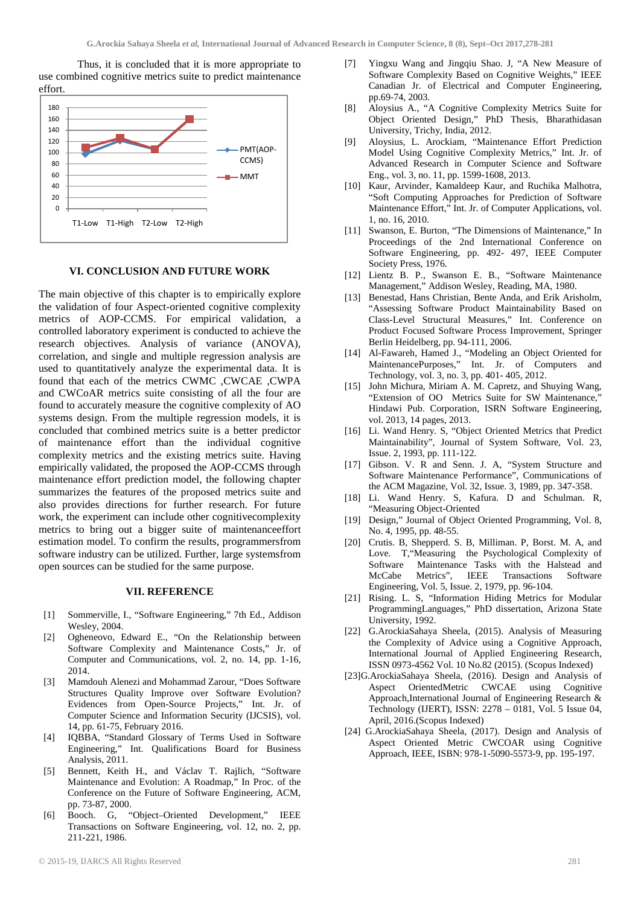Thus, it is concluded that it is more appropriate to use combined cognitive metrics suite to predict maintenance effort.

180
160
140
120
100
80
60
40
20
0

T1-Low T1-High T2-Low T2-High

PMT(AOP-CCMS)
MMT

## VI. CONCLUSION AND FUTURE WORK

The main objective of this chapter is to empirically explore the validation of four Aspect-oriented cognitive complexity metrics of AOP-CCMS. For empirical validation, a controlled laboratory experiment is conducted to achieve the research objectives. Analysis of variance (ANOVA), correlation, and single and multiple regression analysis are used to quantitatively analyze the experimental data. It is found that each of the metrics CWMC ,CWCAE ,CWPA and CWCoAR metrics suite consisting of all the four are found to accurately measure the cognitive complexity of AO systems design. From the multiple regression models, it is concluded that combined metrics suite is a better predictor of maintenance effort than the individual cognitive complexity metrics and the existing metrics suite. Having empirically validated, the proposed the AOP-CCMS through maintenance effort prediction model, the following chapter summarizes the features of the proposed metrics suite and also provides directions for further research. For future work, the experiment can include other cognitivecomplexity metrics to bring out a bigger suite of maintenanceeffort estimation model. To confirm the results, programmersfrom software industry can be utilized. Further, large systemsfrom open sources can be studied for the same purpose.

## VII. REFERENCE

[1] Sommerville, I., "Software Engineering," 7th Ed., Addison Wesley, 2004.

[2] Ogheneovo, Edward E., "On the Relationship between Software Complexity and Maintenance Costs," Jr. of Computer and Communications, vol. 2, no. 14, pp. 1-16, 2014.

[3] Mamdouh Alenezi and Mohammad Zarour, "Does Software Structures Quality Improve over Software Evolution? Evidences from Open-Source Projects," Int. Jr. of Computer Science and Information Security (IJCSIS), vol. 14, pp. 61-75, February 2016.

[4] IQBBA, "Standard Glossary of Terms Used in Software Engineering," Int. Qualifications Board for Business Analysis, 2011.

[5] Bennett, Keith H., and Václav T. Rajlich, "Software Maintenance and Evolution: A Roadmap," In Proc. of the Conference on the Future of Software Engineering, ACM, pp. 73-87, 2000.

[6] Booch. G, "Object–Oriented Development," IEEE Transactions on Software Engineering, vol. 12, no. 2, pp. 211-221, 1986.

[7] Yingxu Wang and Jingqiu Shao. J, "A New Measure of Software Complexity Based on Cognitive Weights," IEEE Canadian Jr. of Electrical and Computer Engineering, pp.69-74, 2003.

[8] Aloysius A., "A Cognitive Complexity Metrics Suite for Object Oriented Design," PhD Thesis, Bharathidasan University, Trichy, India, 2012.

[9] Aloysius, L. Arockiam, "Maintenance Effort Prediction Model Using Cognitive Complexity Metrics," Int. Jr. of Advanced Research in Computer Science and Software Eng., vol. 3, no. 11, pp. 1599-1608, 2013.

[10] Kaur, Arvinder, Kamaldeep Kaur, and Ruchika Malhotra, "Soft Computing Approaches for Prediction of Software Maintenance Effort," Int. Jr. of Computer Applications, vol. 1, no. 16, 2010.

[11] Swanson, E. Burton, "The Dimensions of Maintenance," In Proceedings of the 2nd International Conference on Software Engineering, pp. 492- 497, IEEE Computer Society Press, 1976.

[12] Lientz B. P., Swanson E. B., "Software Maintenance Management," Addison Wesley, Reading, MA, 1980.

[13] Benestad, Hans Christian, Bente Anda, and Erik Arisholm, "Assessing Software Product Maintainability Based on Class-Level Structural Measures," Int. Conference on Product Focused Software Process Improvement, Springer Berlin Heidelberg, pp. 94-111, 2006.

[14] Al-Fawareh, Hamed J., "Modeling an Object Oriented for MaintenancePurposes," Int. Jr. of Computers and Technology, vol. 3, no. 3, pp. 401- 405, 2012.

[15] John Michura, Miriam A. M. Capretz, and Shuying Wang, "Extension of OO Metrics Suite for SW Maintenance," Hindawi Pub. Corporation, ISRN Software Engineering, vol. 2013, 14 pages, 2013.

[16] Li. Wand Henry. S, "Object Oriented Metrics that Predict Maintainability", Journal of System Software, Vol. 23, Issue. 2, 1993, pp. 111-122.

[17] Gibson. V. R and Senn. J. A, "System Structure and Software Maintenance Performance", Communications of the ACM Magazine, Vol. 32, Issue. 3, 1989, pp. 347-358.

[18] Li. Wand Henry. S, Kafura. D and Schulman. R, "Measuring Object-Oriented

[19] Design," Journal of Object Oriented Programming, Vol. 8, No. 4, 1995, pp. 48-55.

[20] Crutis. B, Shepperd. S. B, Milliman. P, Borst. M. A, and Love. T,"Measuring the Psychological Complexity of Software Maintenance Tasks with the Halstead and McCabe Metrics", IEEE Transactions Software Engineering, Vol. 5, Issue. 2, 1979, pp. 96-104.

[21] Rising. L. S, "Information Hiding Metrics for Modular ProgrammingLanguages," PhD dissertation, Arizona State University, 1992.

[22] G.Arockia Sahaya Sheela, (2015). Analysis of Measuring the Complexity of Advice using a Cognitive Approach, International Journal of Applied Engineering Research, ISSN 0973-4562 Vol. 10 No.82 (2015). (Scopus Indexed)

[23]G.ArockiaSahaya Sheela, (2016). Design and Analysis of Aspect OrientedMetric CWCAE using Cognitive Approach,International Journal of Engineering Research & Technology (IJERT), ISSN: 2278 – 0181, Vol. 5 Issue 04, April, 2016.(Scopus Indexed)

[24] G.ArockiaSahaya Sheela, (2017). Design and Analysis of Aspect Oriented Metric CWCOAR using Cognitive Approach, IEEE, ISBN: 978-1-5090-5573-9, pp. 195-197.